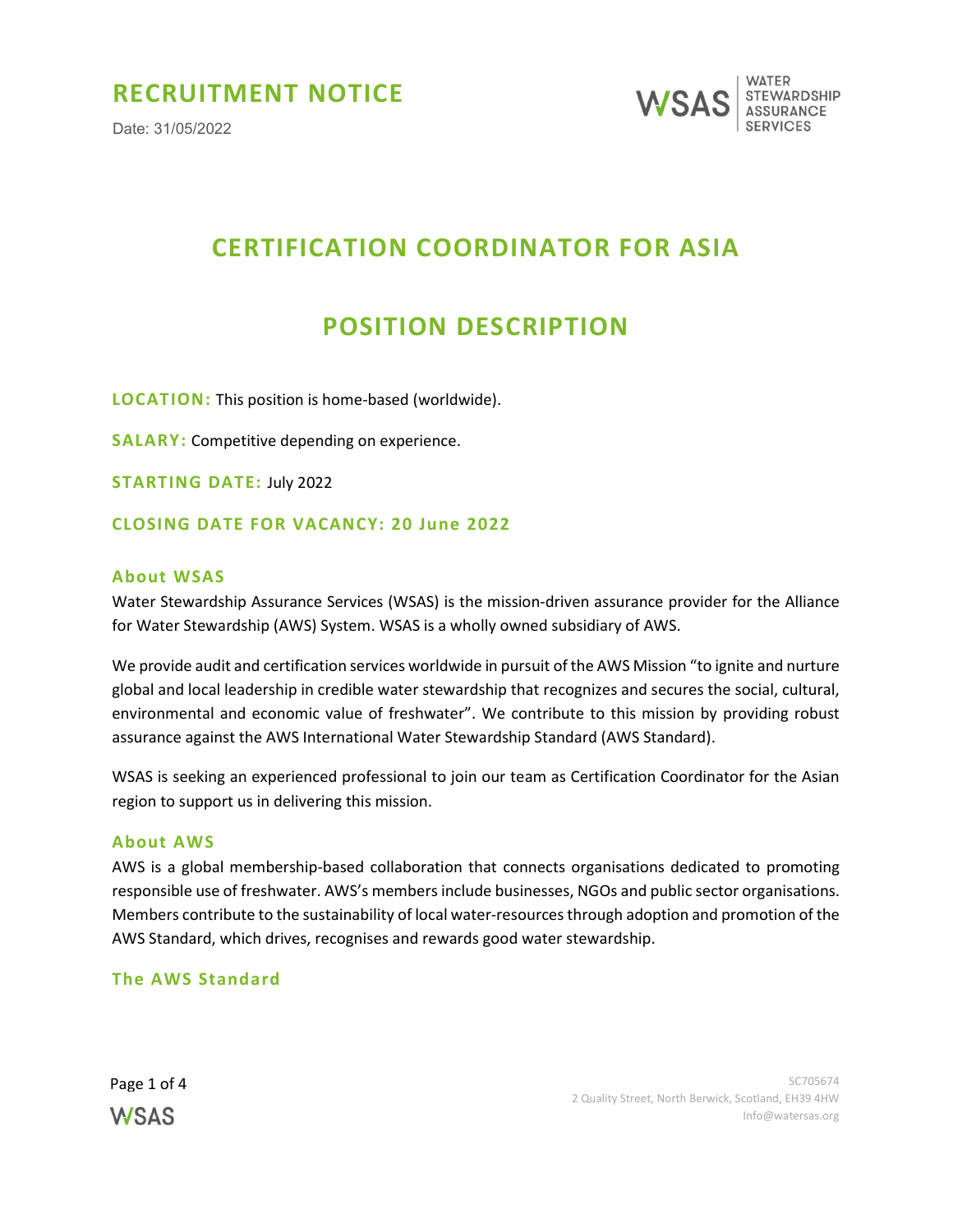# RECRUITMENT NOTICE

Date: 31/05/2022

WSAS | WATER STEWARDSHIP ASSURANCE SERVICES

## CERTIFICATION COORDINATOR FOR ASIA

## POSITION DESCRIPTION

**LOCATION:** This position is home-based (worldwide).

**SALARY:** Competitive depending on experience.

**STARTING DATE:** July 2022

**CLOSING DATE FOR VACANCY: 20 June 2022**

### About WSAS

Water Stewardship Assurance Services (WSAS) is the mission-driven assurance provider for the Alliance for Water Stewardship (AWS) System. WSAS is a wholly owned subsidiary of AWS.

We provide audit and certification services worldwide in pursuit of the AWS Mission "to ignite and nurture global and local leadership in credible water stewardship that recognizes and secures the social, cultural, environmental and economic value of freshwater". We contribute to this mission by providing robust assurance against the AWS International Water Stewardship Standard (AWS Standard).

WSAS is seeking an experienced professional to join our team as Certification Coordinator for the Asian region to support us in delivering this mission.

### About AWS

AWS is a global membership-based collaboration that connects organisations dedicated to promoting responsible use of freshwater. AWS's members include businesses, NGOs and public sector organisations. Members contribute to the sustainability of local water-resources through adoption and promotion of the AWS Standard, which drives, recognises and rewards good water stewardship.

### The AWS Standard

SC705674
2 Quality Street, North Berwick, Scotland, EH39 4HW
Info@watersas.org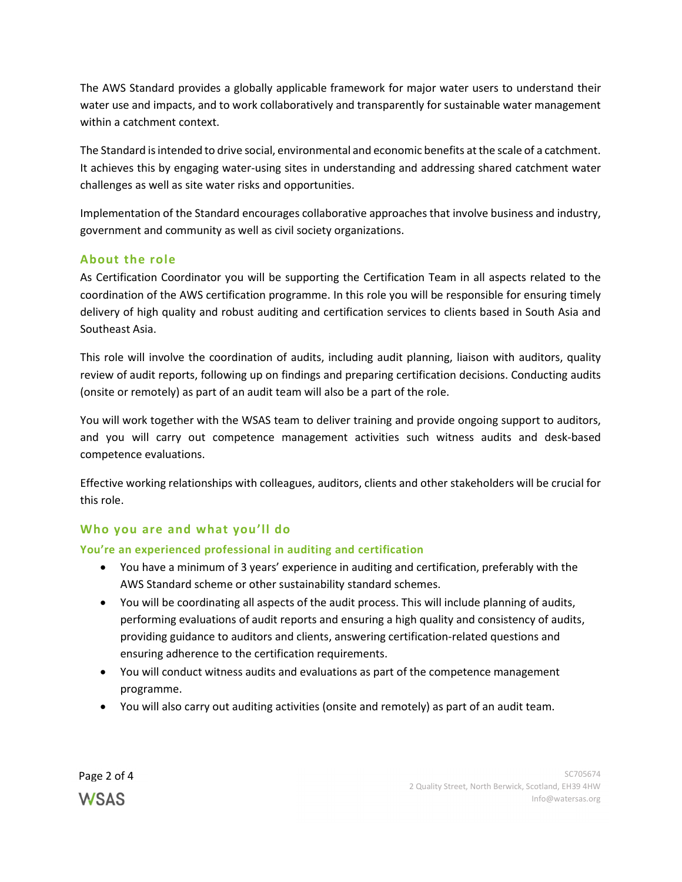The AWS Standard provides a globally applicable framework for major water users to understand their water use and impacts, and to work collaboratively and transparently for sustainable water management within a catchment context.

The Standard is intended to drive social, environmental and economic benefits at the scale of a catchment. It achieves this by engaging water-using sites in understanding and addressing shared catchment water challenges as well as site water risks and opportunities.

Implementation of the Standard encourages collaborative approaches that involve business and industry, government and community as well as civil society organizations.

## About the role

As Certification Coordinator you will be supporting the Certification Team in all aspects related to the coordination of the AWS certification programme. In this role you will be responsible for ensuring timely delivery of high quality and robust auditing and certification services to clients based in South Asia and Southeast Asia.

This role will involve the coordination of audits, including audit planning, liaison with auditors, quality review of audit reports, following up on findings and preparing certification decisions. Conducting audits (onsite or remotely) as part of an audit team will also be a part of the role.

You will work together with the WSAS team to deliver training and provide ongoing support to auditors, and you will carry out competence management activities such witness audits and desk-based competence evaluations.

Effective working relationships with colleagues, auditors, clients and other stakeholders will be crucial for this role.

## Who you are and what you'll do

### You're an experienced professional in auditing and certification

- You have a minimum of 3 years' experience in auditing and certification, preferably with the AWS Standard scheme or other sustainability standard schemes.
- You will be coordinating all aspects of the audit process. This will include planning of audits, performing evaluations of audit reports and ensuring a high quality and consistency of audits, providing guidance to auditors and clients, answering certification-related questions and ensuring adherence to the certification requirements.
- You will conduct witness audits and evaluations as part of the competence management programme.
- You will also carry out auditing activities (onsite and remotely) as part of an audit team.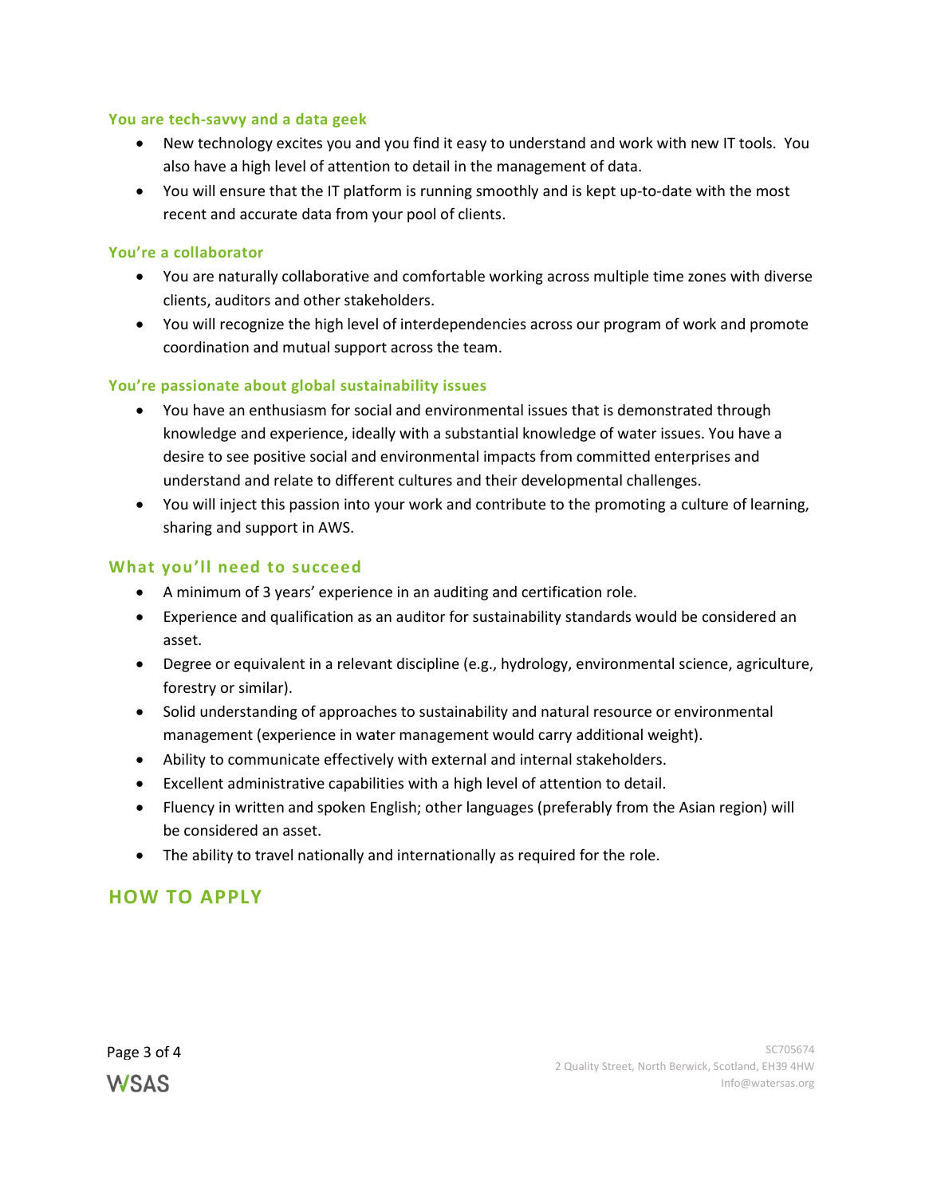### You are tech-savvy and a data geek

- New technology excites you and you find it easy to understand and work with new IT tools. You also have a high level of attention to detail in the management of data.
- You will ensure that the IT platform is running smoothly and is kept up-to-date with the most recent and accurate data from your pool of clients.

### You're a collaborator

- You are naturally collaborative and comfortable working across multiple time zones with diverse clients, auditors and other stakeholders.
- You will recognize the high level of interdependencies across our program of work and promote coordination and mutual support across the team.

### You're passionate about global sustainability issues

- You have an enthusiasm for social and environmental issues that is demonstrated through knowledge and experience, ideally with a substantial knowledge of water issues. You have a desire to see positive social and environmental impacts from committed enterprises and understand and relate to different cultures and their developmental challenges.
- You will inject this passion into your work and contribute to the promoting a culture of learning, sharing and support in AWS.

## What you'll need to succeed

- A minimum of 3 years' experience in an auditing and certification role.
- Experience and qualification as an auditor for sustainability standards would be considered an asset.
- Degree or equivalent in a relevant discipline (e.g., hydrology, environmental science, agriculture, forestry or similar).
- Solid understanding of approaches to sustainability and natural resource or environmental management (experience in water management would carry additional weight).
- Ability to communicate effectively with external and internal stakeholders.
- Excellent administrative capabilities with a high level of attention to detail.
- Fluency in written and spoken English; other languages (preferably from the Asian region) will be considered an asset.
- The ability to travel nationally and internationally as required for the role.

# HOW TO APPLY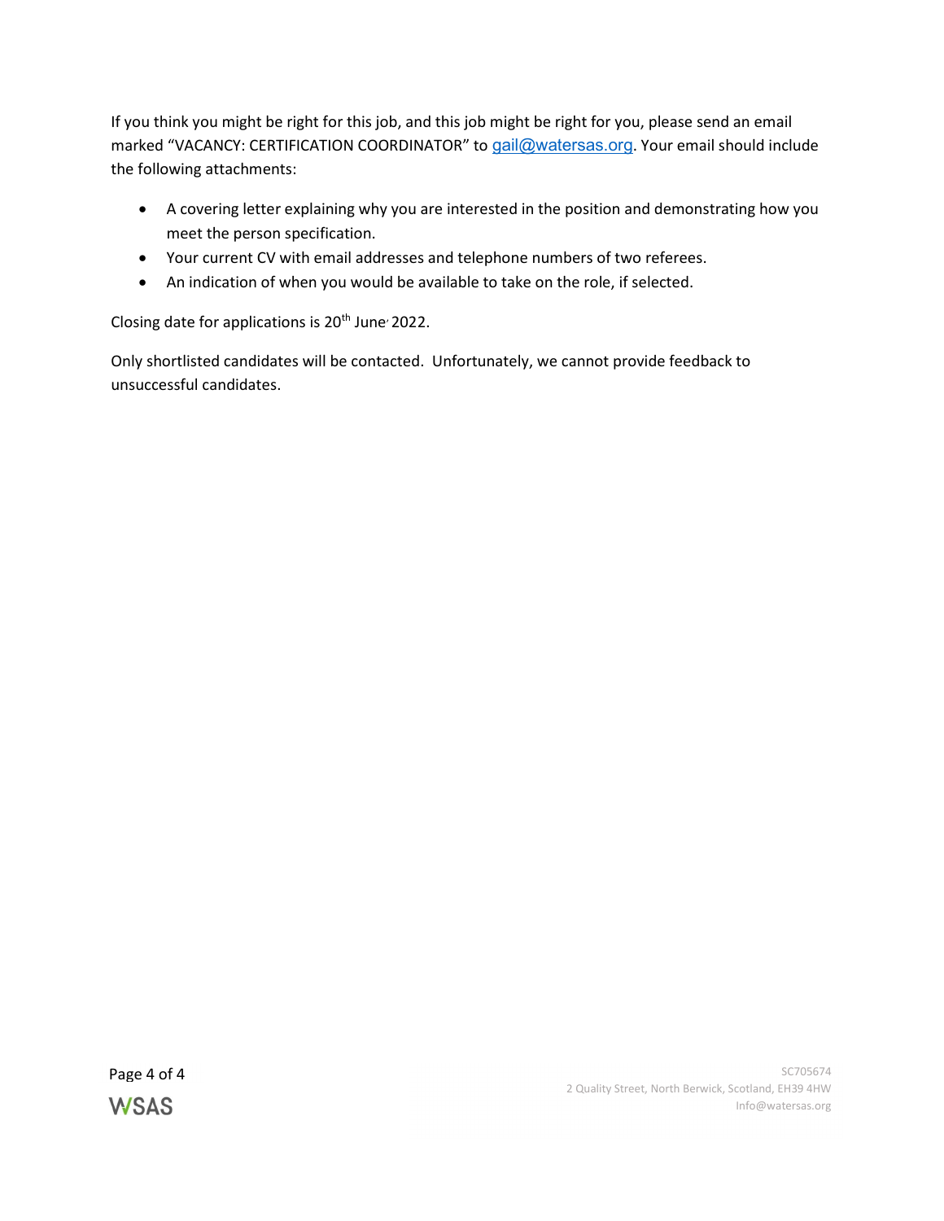If you think you might be right for this job, and this job might be right for you, please send an email marked "VACANCY: CERTIFICATION COORDINATOR" to gail@watersas.org. Your email should include the following attachments:

- A covering letter explaining why you are interested in the position and demonstrating how you meet the person specification.
- Your current CV with email addresses and telephone numbers of two referees.
- An indication of when you would be available to take on the role, if selected.

Closing date for applications is 20th June 2022.

Only shortlisted candidates will be contacted. Unfortunately, we cannot provide feedback to unsuccessful candidates.